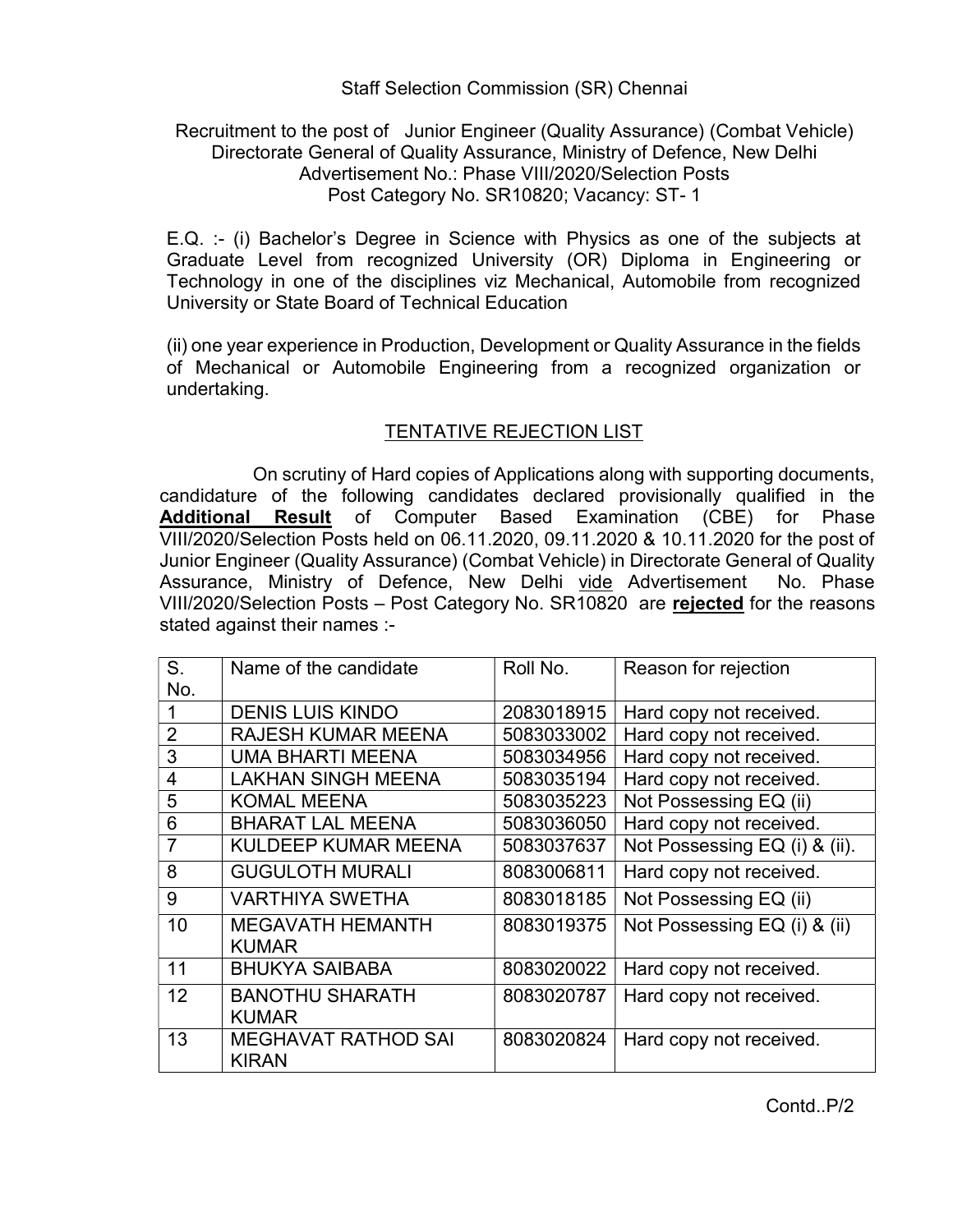Staff Selection Commission (SR) Chennai

Recruitment to the post of Junior Engineer (Quality Assurance) (Combat Vehicle)
Directorate General of Quality Assurance, Ministry of Defence, New Delhi
Advertisement No.: Phase VIII/2020/Selection Posts
Post Category No. SR10820; Vacancy: ST- 1

E.Q. :- (i) Bachelor's Degree in Science with Physics as one of the subjects at Graduate Level from recognized University (OR) Diploma in Engineering or Technology in one of the disciplines viz Mechanical, Automobile from recognized University or State Board of Technical Education

(ii) one year experience in Production, Development or Quality Assurance in the fields of Mechanical or Automobile Engineering from a recognized organization or undertaking.

## TENTATIVE REJECTION LIST

On scrutiny of Hard copies of Applications along with supporting documents, candidature of the following candidates declared provisionally qualified in the **Additional Result** of Computer Based Examination (CBE) for Phase VIII/2020/Selection Posts held on 06.11.2020, 09.11.2020 & 10.11.2020 for the post of Junior Engineer (Quality Assurance) (Combat Vehicle) in Directorate General of Quality Assurance, Ministry of Defence, New Delhi vide Advertisement No. Phase VIII/2020/Selection Posts – Post Category No. SR10820 are **rejected** for the reasons stated against their names :-

| S. No. | Name of the candidate | Roll No. | Reason for rejection |
|---|---|---|---|
| 1 | DENIS LUIS KINDO | 2083018915 | Hard copy not received. |
| 2 | RAJESH KUMAR MEENA | 5083033002 | Hard copy not received. |
| 3 | UMA BHARTI MEENA | 5083034956 | Hard copy not received. |
| 4 | LAKHAN SINGH MEENA | 5083035194 | Hard copy not received. |
| 5 | KOMAL MEENA | 5083035223 | Not Possessing EQ (ii) |
| 6 | BHARAT LAL MEENA | 5083036050 | Hard copy not received. |
| 7 | KULDEEP KUMAR MEENA | 5083037637 | Not Possessing EQ (i) & (ii). |
| 8 | GUGULOTH MURALI | 8083006811 | Hard copy not received. |
| 9 | VARTHIYA SWETHA | 8083018185 | Not Possessing EQ (ii) |
| 10 | MEGAVATH HEMANTH KUMAR | 8083019375 | Not Possessing EQ (i) & (ii) |
| 11 | BHUKYA SAIBABA | 8083020022 | Hard copy not received. |
| 12 | BANOTHU SHARATH KUMAR | 8083020787 | Hard copy not received. |
| 13 | MEGHAVAT RATHOD SAI KIRAN | 8083020824 | Hard copy not received. |

Contd..P/2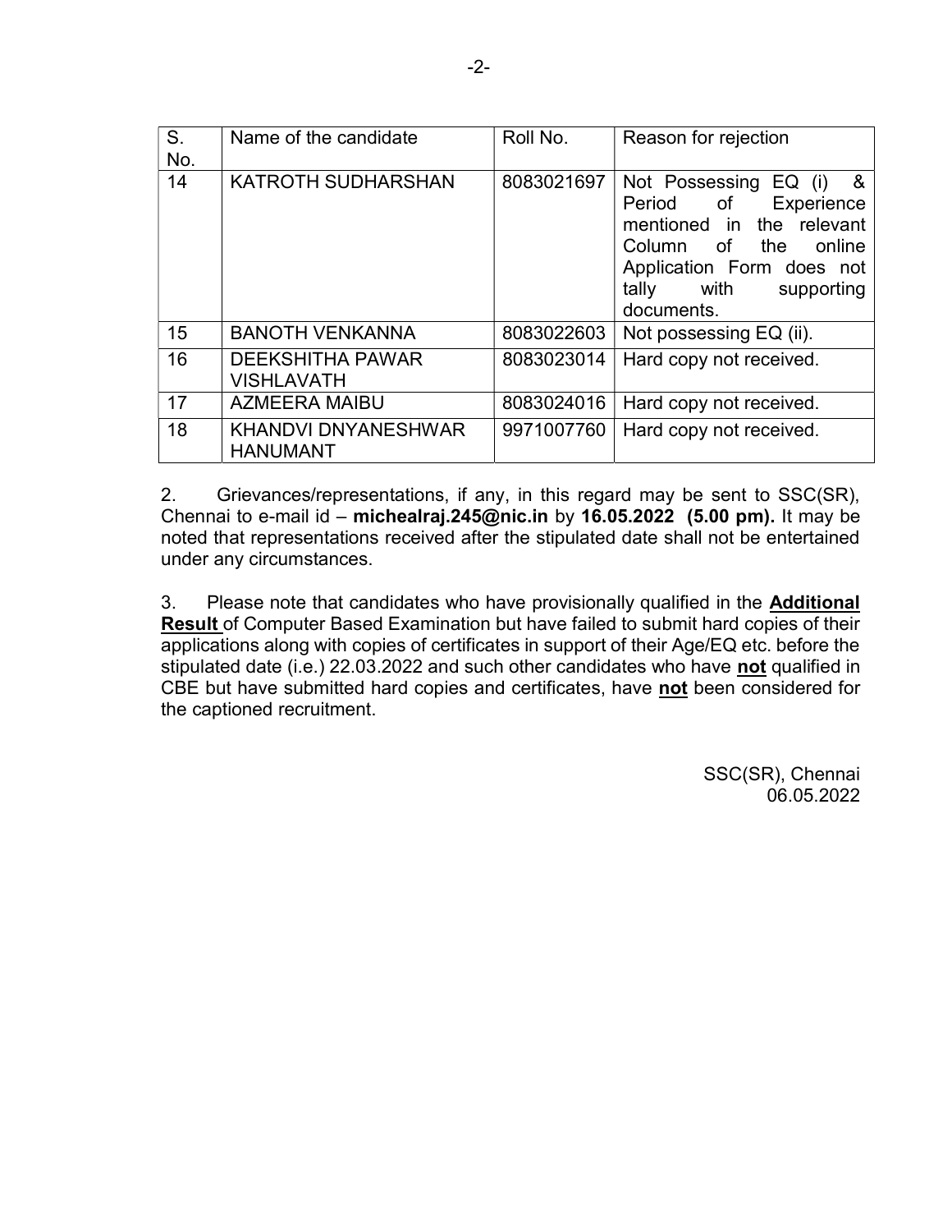| S. No. | Name of the candidate | Roll No. | Reason for rejection |
|---|---|---|---|
| 14 | KATROTH SUDHARSHAN | 8083021697 | Not Possessing EQ (i) & Period of Experience mentioned in the relevant Column of the online Application Form does not tally with supporting documents. |
| 15 | BANOTH VENKANNA | 8083022603 | Not possessing EQ (ii). |
| 16 | DEEKSHITHA PAWAR VISHLAVATH | 8083023014 | Hard copy not received. |
| 17 | AZMEERA MAIBU | 8083024016 | Hard copy not received. |
| 18 | KHANDVI DNYANESHWAR HANUMANT | 9971007760 | Hard copy not received. |

2. Grievances/representations, if any, in this regard may be sent to SSC(SR), Chennai to e-mail id – **michealraj.245@nic.in** by **16.05.2022 (5.00 pm).** It may be noted that representations received after the stipulated date shall not be entertained under any circumstances.

3. Please note that candidates who have provisionally qualified in the **Additional Result** of Computer Based Examination but have failed to submit hard copies of their applications along with copies of certificates in support of their Age/EQ etc. before the stipulated date (i.e.) 22.03.2022 and such other candidates who have **not** qualified in CBE but have submitted hard copies and certificates, have **not** been considered for the captioned recruitment.

SSC(SR), Chennai
06.05.2022